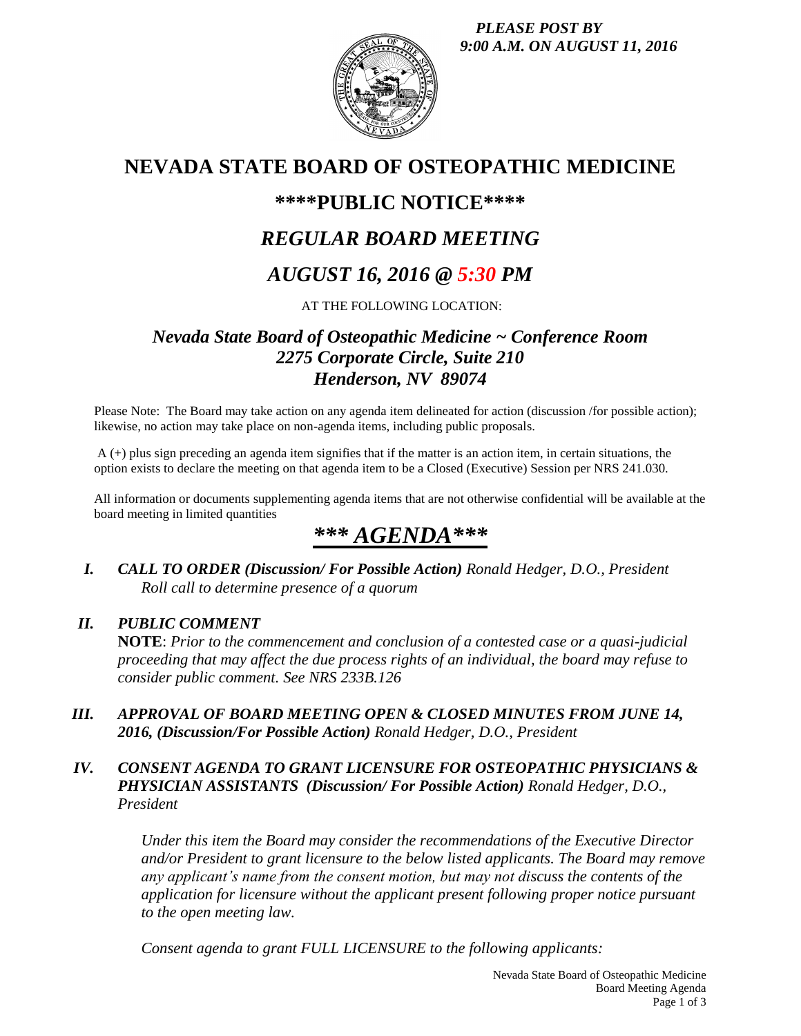*PLEASE POST BY 9:00 A.M. ON AUGUST 11, 2016*

# NEVADA STATE BOARD OF OSTEOPATHIC MEDICINE

## ****PUBLIC NOTICE****

## *REGULAR BOARD MEETING*

## *AUGUST 16, 2016 @ 5:30 PM*

AT THE FOLLOWING LOCATION:

### *Nevada State Board of Osteopathic Medicine ~ Conference Room*
### *2275 Corporate Circle, Suite 210*
### *Henderson, NV 89074*

Please Note: The Board may take action on any agenda item delineated for action (discussion /for possible action); likewise, no action may take place on non-agenda items, including public proposals.

A (+) plus sign preceding an agenda item signifies that if the matter is an action item, in certain situations, the option exists to declare the meeting on that agenda item to be a Closed (Executive) Session per NRS 241.030.

All information or documents supplementing agenda items that are not otherwise confidential will be available at the board meeting in limited quantities

## *** AGENDA***

**I.** ***CALL TO ORDER (Discussion/ For Possible Action)*** *Ronald Hedger, D.O., President*
*Roll call to determine presence of a quorum*

**II.** ***PUBLIC COMMENT***
**NOTE**: *Prior to the commencement and conclusion of a contested case or a quasi-judicial proceeding that may affect the due process rights of an individual, the board may refuse to consider public comment. See NRS 233B.126*

**III.** ***APPROVAL OF BOARD MEETING OPEN & CLOSED MINUTES FROM JUNE 14, 2016, (Discussion/For Possible Action)*** *Ronald Hedger, D.O., President*

**IV.** ***CONSENT AGENDA TO GRANT LICENSURE FOR OSTEOPATHIC PHYSICIANS & PHYSICIAN ASSISTANTS (Discussion/ For Possible Action)*** *Ronald Hedger, D.O., President*

*Under this item the Board may consider the recommendations of the Executive Director and/or President to grant licensure to the below listed applicants. The Board may remove any applicant's name from the consent motion, but may not discuss the contents of the application for licensure without the applicant present following proper notice pursuant to the open meeting law.*

*Consent agenda to grant FULL LICENSURE to the following applicants:*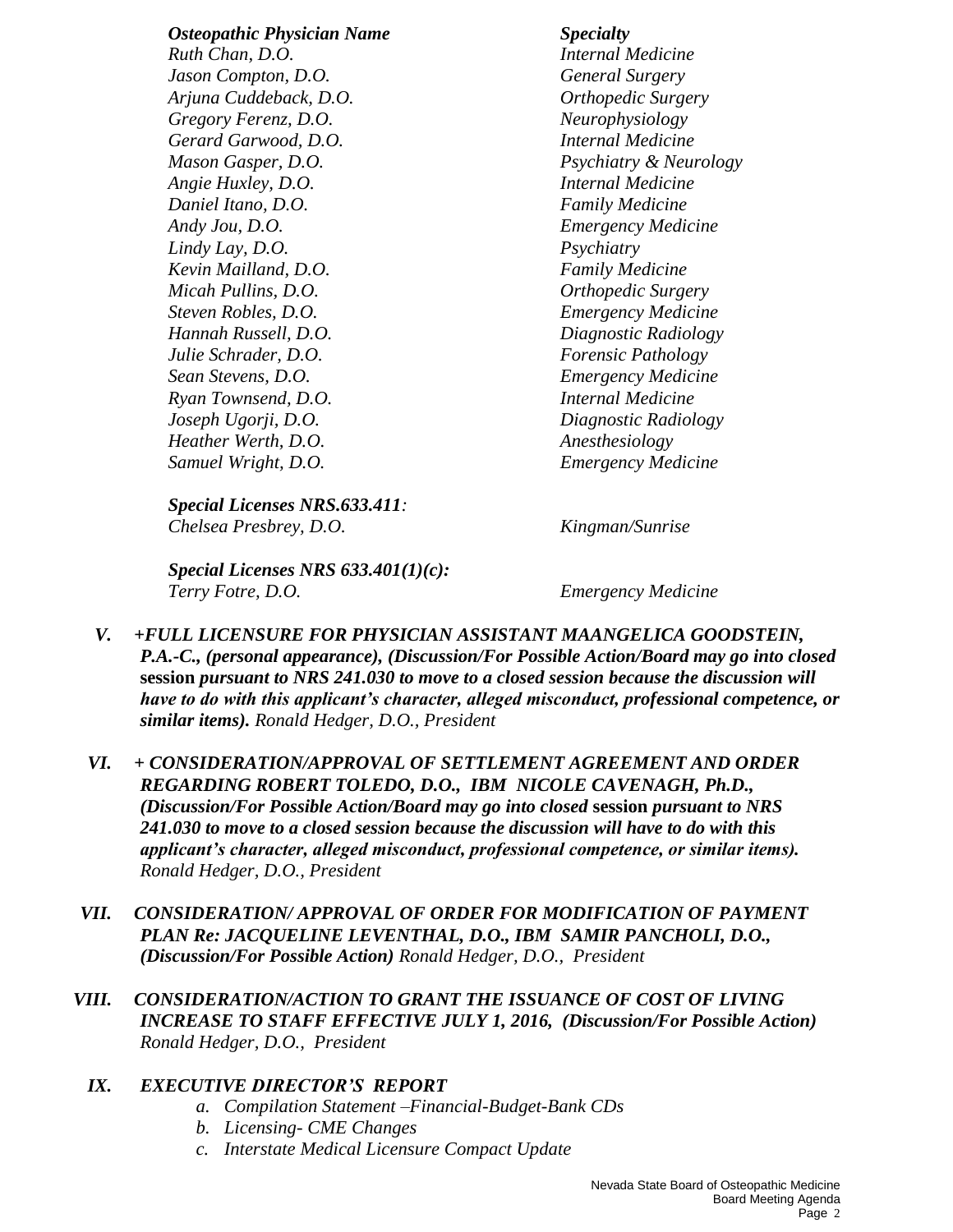| *Osteopathic Physician Name* | *Specialty* |
| --- | --- |
| *Ruth Chan, D.O.* | *Internal Medicine* |
| *Jason Compton, D.O.* | *General Surgery* |
| *Arjuna Cuddeback, D.O.* | *Orthopedic Surgery* |
| *Gregory Ferenz, D.O.* | *Neurophysiology* |
| *Gerard Garwood, D.O.* | *Internal Medicine* |
| *Mason Gasper, D.O.* | *Psychiatry & Neurology* |
| *Angie Huxley, D.O.* | *Internal Medicine* |
| *Daniel Itano, D.O.* | *Family Medicine* |
| *Andy Jou, D.O.* | *Emergency Medicine* |
| *Lindy Lay, D.O.* | *Psychiatry* |
| *Kevin Mailland, D.O.* | *Family Medicine* |
| *Micah Pullins, D.O.* | *Orthopedic Surgery* |
| *Steven Robles, D.O.* | *Emergency Medicine* |
| *Hannah Russell, D.O.* | *Diagnostic Radiology* |
| *Julie Schrader, D.O.* | *Forensic Pathology* |
| *Sean Stevens, D.O.* | *Emergency Medicine* |
| *Ryan Townsend, D.O.* | *Internal Medicine* |
| *Joseph Ugorji, D.O.* | *Diagnostic Radiology* |
| *Heather Werth, D.O.* | *Anesthesiology* |
| *Samuel Wright, D.O.* | *Emergency Medicine* |

***Special Licenses NRS.633.411:***

| | |
| --- | --- |
| *Chelsea Presbrey, D.O.* | *Kingman/Sunrise* |

***Special Licenses NRS 633.401(1)(c):***

| | |
| --- | --- |
| *Terry Fotre, D.O.* | *Emergency Medicine* |

V. ***+FULL LICENSURE FOR PHYSICIAN ASSISTANT MAANGELICA GOODSTEIN, P.A.-C., (personal appearance), (Discussion/For Possible Action/Board may go into closed* session *pursuant to NRS 241.030 to move to a closed session because the discussion will have to do with this applicant's character, alleged misconduct, professional competence, or similar items).*** *Ronald Hedger, D.O., President*

VI. ***+ CONSIDERATION/APPROVAL OF SETTLEMENT AGREEMENT AND ORDER REGARDING ROBERT TOLEDO, D.O., IBM NICOLE CAVENAGH, Ph.D., (Discussion/For Possible Action/Board may go into closed* session *pursuant to NRS 241.030 to move to a closed session because the discussion will have to do with this applicant's character, alleged misconduct, professional competence, or similar items).*** *Ronald Hedger, D.O., President*

VII. ***CONSIDERATION/ APPROVAL OF ORDER FOR MODIFICATION OF PAYMENT PLAN Re: JACQUELINE LEVENTHAL, D.O., IBM SAMIR PANCHOLI, D.O., (Discussion/For Possible Action)*** *Ronald Hedger, D.O., President*

VIII. ***CONSIDERATION/ACTION TO GRANT THE ISSUANCE OF COST OF LIVING INCREASE TO STAFF EFFECTIVE JULY 1, 2016, (Discussion/For Possible Action)*** *Ronald Hedger, D.O., President*

IX. ***EXECUTIVE DIRECTOR'S REPORT***

   a. *Compilation Statement –Financial-Budget-Bank CDs*
   b. *Licensing- CME Changes*
   c. *Interstate Medical Licensure Compact Update*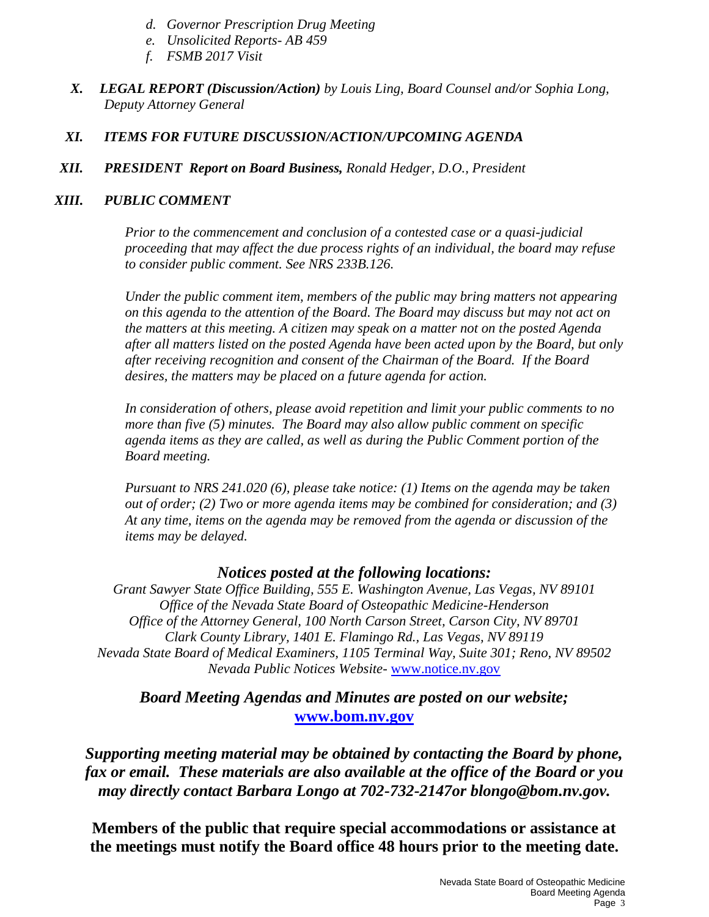*d. Governor Prescription Drug Meeting*
*e. Unsolicited Reports- AB 459*
*f. FSMB 2017 Visit*

***X. LEGAL REPORT (Discussion/Action)** by Louis Ling, Board Counsel and/or Sophia Long, Deputy Attorney General*

***XI. ITEMS FOR FUTURE DISCUSSION/ACTION/UPCOMING AGENDA***

***XII. PRESIDENT Report on Board Business,** Ronald Hedger, D.O., President*

***XIII. PUBLIC COMMENT***

*Prior to the commencement and conclusion of a contested case or a quasi-judicial proceeding that may affect the due process rights of an individual, the board may refuse to consider public comment. See NRS 233B.126.*

*Under the public comment item, members of the public may bring matters not appearing on this agenda to the attention of the Board. The Board may discuss but may not act on the matters at this meeting. A citizen may speak on a matter not on the posted Agenda after all matters listed on the posted Agenda have been acted upon by the Board, but only after receiving recognition and consent of the Chairman of the Board. If the Board desires, the matters may be placed on a future agenda for action.*

*In consideration of others, please avoid repetition and limit your public comments to no more than five (5) minutes. The Board may also allow public comment on specific agenda items as they are called, as well as during the Public Comment portion of the Board meeting.*

*Pursuant to NRS 241.020 (6), please take notice: (1) Items on the agenda may be taken out of order; (2) Two or more agenda items may be combined for consideration; and (3) At any time, items on the agenda may be removed from the agenda or discussion of the items may be delayed.*

***Notices posted at the following locations:***

*Grant Sawyer State Office Building, 555 E. Washington Avenue, Las Vegas, NV 89101*
*Office of the Nevada State Board of Osteopathic Medicine-Henderson*
*Office of the Attorney General, 100 North Carson Street, Carson City, NV 89701*
*Clark County Library, 1401 E. Flamingo Rd., Las Vegas, NV 89119*
*Nevada State Board of Medical Examiners, 1105 Terminal Way, Suite 301; Reno, NV 89502*
*Nevada Public Notices Website-* www.notice.nv.gov

***Board Meeting Agendas and Minutes are posted on our website;***
***www.bom.nv.gov***

***Supporting meeting material may be obtained by contacting the Board by phone, fax or email. These materials are also available at the office of the Board or you may directly contact Barbara Longo at 702-732-2147or blongo@bom.nv.gov.***

**Members of the public that require special accommodations or assistance at the meetings must notify the Board office 48 hours prior to the meeting date.**